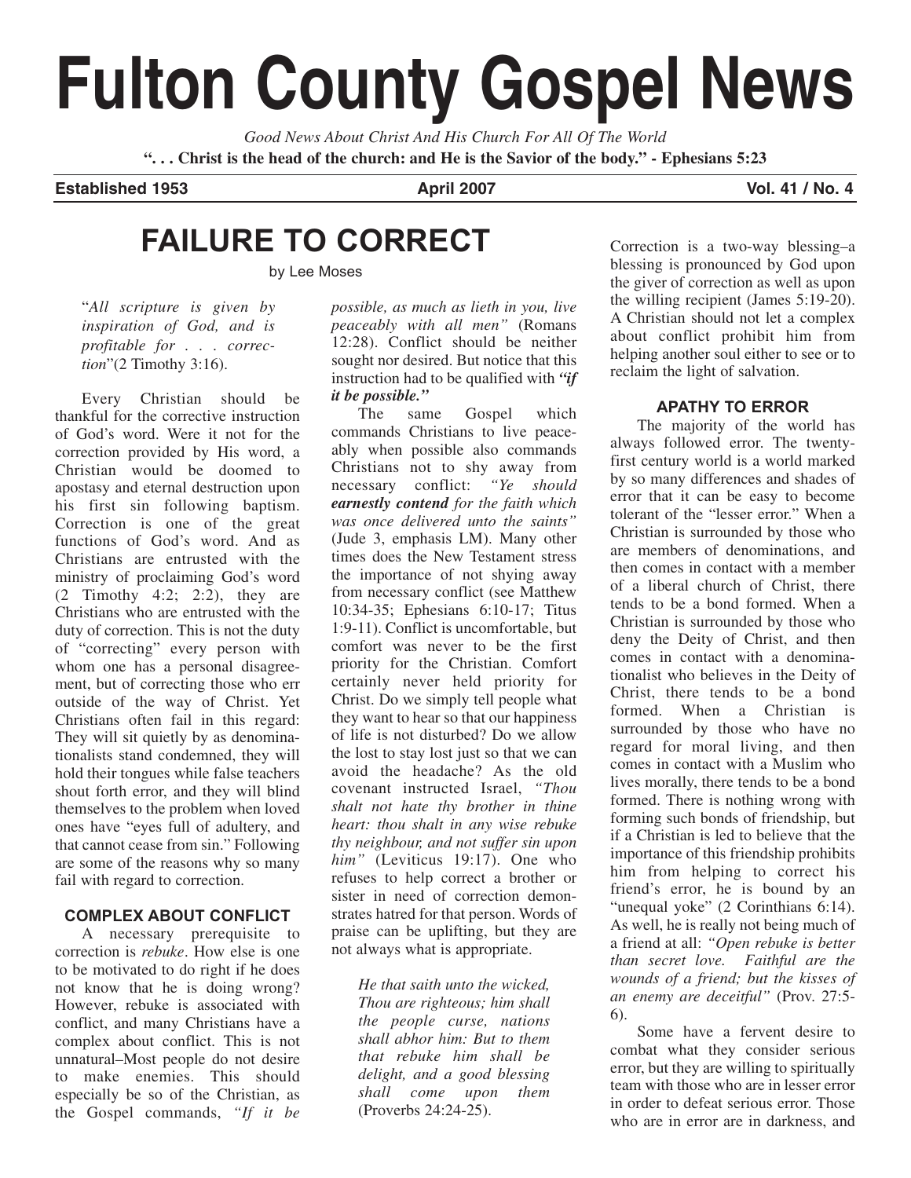# Fulton County Gospel News

*Good News About Christ And His Church For All Of The World*

**". . . Christ is the head of the church: and He is the Savior of the body." - Ephesians 5:23**

**Established 1953** | **April 2007** | **Vol. 41 / No. 4**

## FAILURE TO CORRECT

by Lee Moses

> "*All scripture is given by inspiration of God, and is profitable for . . . correction*"(2 Timothy 3:16).

Every Christian should be thankful for the corrective instruction of God's word. Were it not for the correction provided by His word, a Christian would be doomed to apostasy and eternal destruction upon his first sin following baptism. Correction is one of the great functions of God's word. And as Christians are entrusted with the ministry of proclaiming God's word (2 Timothy 4:2; 2:2), they are Christians who are entrusted with the duty of correction. This is not the duty of "correcting" every person with whom one has a personal disagreement, but of correcting those who err outside of the way of Christ. Yet Christians often fail in this regard: They will sit quietly by as denominationalists stand condemned, they will hold their tongues while false teachers shout forth error, and they will blind themselves to the problem when loved ones have "eyes full of adultery, and that cannot cease from sin." Following are some of the reasons why so many fail with regard to correction.

### COMPLEX ABOUT CONFLICT

A necessary prerequisite to correction is *rebuke*. How else is one to be motivated to do right if he does not know that he is doing wrong? However, rebuke is associated with conflict, and many Christians have a complex about conflict. This is not unnatural–Most people do not desire to make enemies. This should especially be so of the Christian, as the Gospel commands, *"If it be possible, as much as lieth in you, live peaceably with all men"* (Romans 12:28). Conflict should be neither sought nor desired. But notice that this instruction had to be qualified with ***"if it be possible."***

The same Gospel which commands Christians to live peaceably when possible also commands Christians not to shy away from necessary conflict: *"Ye should **earnestly contend** for the faith which was once delivered unto the saints"* (Jude 3, emphasis LM). Many other times does the New Testament stress the importance of not shying away from necessary conflict (see Matthew 10:34-35; Ephesians 6:10-17; Titus 1:9-11). Conflict is uncomfortable, but comfort was never to be the first priority for the Christian. Comfort certainly never held priority for Christ. Do we simply tell people what they want to hear so that our happiness of life is not disturbed? Do we allow the lost to stay lost just so that we can avoid the headache? As the old covenant instructed Israel, *"Thou shalt not hate thy brother in thine heart: thou shalt in any wise rebuke thy neighbour, and not suffer sin upon him"* (Leviticus 19:17). One who refuses to help correct a brother or sister in need of correction demonstrates hatred for that person. Words of praise can be uplifting, but they are not always what is appropriate.

> *He that saith unto the wicked, Thou are righteous; him shall the people curse, nations shall abhor him: But to them that rebuke him shall be delight, and a good blessing shall come upon them* (Proverbs 24:24-25).

Correction is a two-way blessing–a blessing is pronounced by God upon the giver of correction as well as upon the willing recipient (James 5:19-20). A Christian should not let a complex about conflict prohibit him from helping another soul either to see or to reclaim the light of salvation.

### APATHY TO ERROR

The majority of the world has always followed error. The twenty-first century world is a world marked by so many differences and shades of error that it can be easy to become tolerant of the "lesser error." When a Christian is surrounded by those who are members of denominations, and then comes in contact with a member of a liberal church of Christ, there tends to be a bond formed. When a Christian is surrounded by those who deny the Deity of Christ, and then comes in contact with a denominationalist who believes in the Deity of Christ, there tends to be a bond formed. When a Christian is surrounded by those who have no regard for moral living, and then comes in contact with a Muslim who lives morally, there tends to be a bond formed. There is nothing wrong with forming such bonds of friendship, but if a Christian is led to believe that the importance of this friendship prohibits him from helping to correct his friend's error, he is bound by an "unequal yoke" (2 Corinthians 6:14). As well, he is really not being much of a friend at all: *"Open rebuke is better than secret love. Faithful are the wounds of a friend; but the kisses of an enemy are deceitful"* (Prov. 27:5-6).

Some have a fervent desire to combat what they consider serious error, but they are willing to spiritually team with those who are in lesser error in order to defeat serious error. Those who are in error are in darkness, and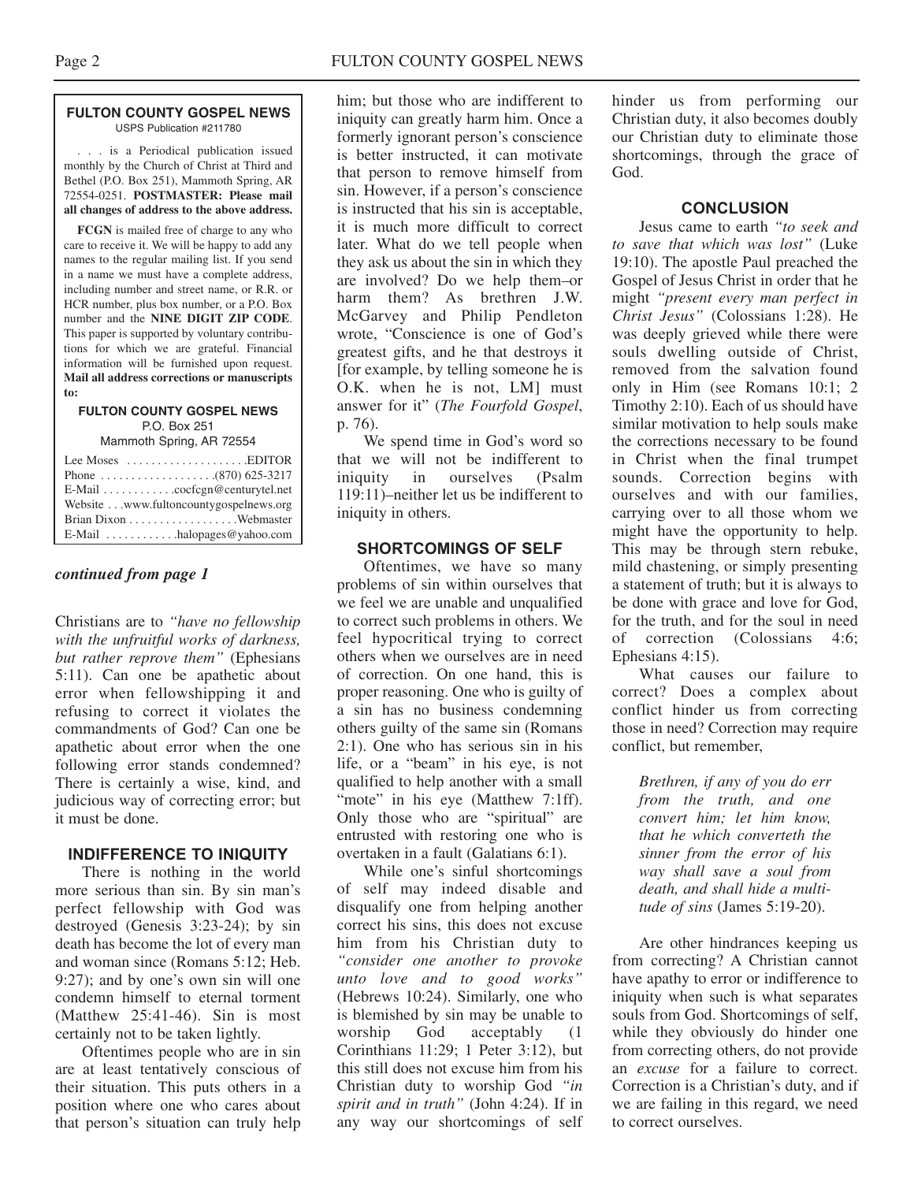**FULTON COUNTY GOSPEL NEWS**
USPS Publication #211780

. . . is a Periodical publication issued monthly by the Church of Christ at Third and Bethel (P.O. Box 251), Mammoth Spring, AR 72554-0251. **POSTMASTER: Please mail all changes of address to the above address.**

**FCGN** is mailed free of charge to any who care to receive it. We will be happy to add any names to the regular mailing list. If you send in a name we must have a complete address, including number and street name, or R.R. or HCR number, plus box number, or a P.O. Box number and the **NINE DIGIT ZIP CODE**. This paper is supported by voluntary contributions for which we are grateful. Financial information will be furnished upon request. **Mail all address corrections or manuscripts to:**

**FULTON COUNTY GOSPEL NEWS**
P.O. Box 251
Mammoth Spring, AR 72554

Lee Moses . . . . . . . . . . . . . . . . . . . .EDITOR
Phone . . . . . . . . . . . . . . . . . . .(870) 625-3217
E-Mail . . . . . . . . . . . .cocfcgn@centurytel.net
Website . . .www.fultoncountygospelnews.org
Brian Dixon . . . . . . . . . . . . . . . . . .Webmaster
E-Mail . . . . . . . . . . . .halopages@yahoo.com

***continued from page 1***

Christians are to *"have no fellowship with the unfruitful works of darkness, but rather reprove them"* (Ephesians 5:11). Can one be apathetic about error when fellowshipping it and refusing to correct it violates the commandments of God? Can one be apathetic about error when the one following error stands condemned? There is certainly a wise, kind, and judicious way of correcting error; but it must be done.

## INDIFFERENCE TO INIQUITY

There is nothing in the world more serious than sin. By sin man's perfect fellowship with God was destroyed (Genesis 3:23-24); by sin death has become the lot of every man and woman since (Romans 5:12; Heb. 9:27); and by one's own sin will one condemn himself to eternal torment (Matthew 25:41-46). Sin is most certainly not to be taken lightly.

Oftentimes people who are in sin are at least tentatively conscious of their situation. This puts others in a position where one who cares about that person's situation can truly help him; but those who are indifferent to iniquity can greatly harm him. Once a formerly ignorant person's conscience is better instructed, it can motivate that person to remove himself from sin. However, if a person's conscience is instructed that his sin is acceptable, it is much more difficult to correct later. What do we tell people when they ask us about the sin in which they are involved? Do we help them–or harm them? As brethren J.W. McGarvey and Philip Pendleton wrote, "Conscience is one of God's greatest gifts, and he that destroys it [for example, by telling someone he is O.K. when he is not, LM] must answer for it" (*The Fourfold Gospel*, p. 76).

We spend time in God's word so that we will not be indifferent to iniquity in ourselves (Psalm 119:11)–neither let us be indifferent to iniquity in others.

## SHORTCOMINGS OF SELF

Oftentimes, we have so many problems of sin within ourselves that we feel we are unable and unqualified to correct such problems in others. We feel hypocritical trying to correct others when we ourselves are in need of correction. On one hand, this is proper reasoning. One who is guilty of a sin has no business condemning others guilty of the same sin (Romans 2:1). One who has serious sin in his life, or a "beam" in his eye, is not qualified to help another with a small "mote" in his eye (Matthew 7:1ff). Only those who are "spiritual" are entrusted with restoring one who is overtaken in a fault (Galatians 6:1).

While one's sinful shortcomings of self may indeed disable and disqualify one from helping another correct his sins, this does not excuse him from his Christian duty to *"consider one another to provoke unto love and to good works"* (Hebrews 10:24). Similarly, one who is blemished by sin may be unable to worship God acceptably (1 Corinthians 11:29; 1 Peter 3:12), but this still does not excuse him from his Christian duty to worship God *"in spirit and in truth"* (John 4:24). If in any way our shortcomings of self hinder us from performing our Christian duty, it also becomes doubly our Christian duty to eliminate those shortcomings, through the grace of God.

## CONCLUSION

Jesus came to earth *"to seek and to save that which was lost"* (Luke 19:10). The apostle Paul preached the Gospel of Jesus Christ in order that he might *"present every man perfect in Christ Jesus"* (Colossians 1:28). He was deeply grieved while there were souls dwelling outside of Christ, removed from the salvation found only in Him (see Romans 10:1; 2 Timothy 2:10). Each of us should have similar motivation to help souls make the corrections necessary to be found in Christ when the final trumpet sounds. Correction begins with ourselves and with our families, carrying over to all those whom we might have the opportunity to help. This may be through stern rebuke, mild chastening, or simply presenting a statement of truth; but it is always to be done with grace and love for God, for the truth, and for the soul in need of correction (Colossians 4:6; Ephesians 4:15).

What causes our failure to correct? Does a complex about conflict hinder us from correcting those in need? Correction may require conflict, but remember,

> *Brethren, if any of you do err from the truth, and one convert him; let him know, that he which converteth the sinner from the error of his way shall save a soul from death, and shall hide a multitude of sins* (James 5:19-20).

Are other hindrances keeping us from correcting? A Christian cannot have apathy to error or indifference to iniquity when such is what separates souls from God. Shortcomings of self, while they obviously do hinder one from correcting others, do not provide an *excuse* for a failure to correct. Correction is a Christian's duty, and if we are failing in this regard, we need to correct ourselves.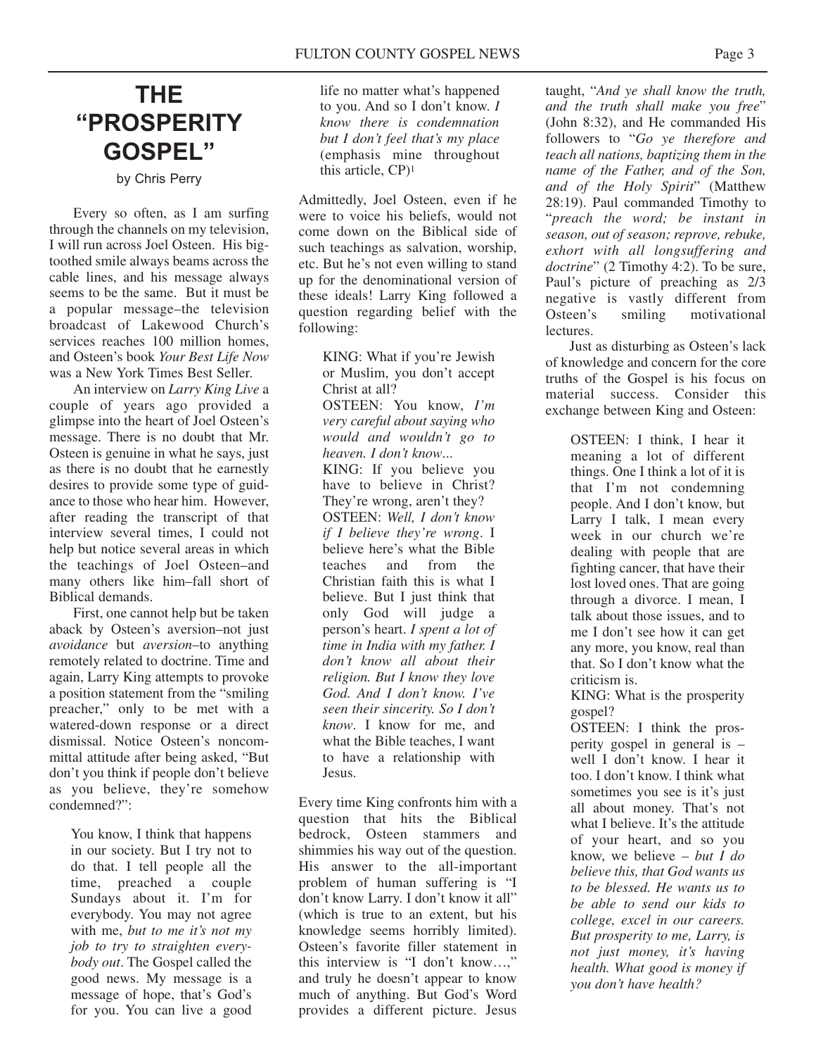# THE "PROSPERITY GOSPEL"

by Chris Perry

Every so often, as I am surfing through the channels on my television, I will run across Joel Osteen. His big-toothed smile always beams across the cable lines, and his message always seems to be the same. But it must be a popular message–the television broadcast of Lakewood Church's services reaches 100 million homes, and Osteen's book *Your Best Life Now* was a New York Times Best Seller.

An interview on *Larry King Live* a couple of years ago provided a glimpse into the heart of Joel Osteen's message. There is no doubt that Mr. Osteen is genuine in what he says, just as there is no doubt that he earnestly desires to provide some type of guidance to those who hear him. However, after reading the transcript of that interview several times, I could not help but notice several areas in which the teachings of Joel Osteen–and many others like him–fall short of Biblical demands.

First, one cannot help but be taken aback by Osteen's aversion–not just *avoidance* but *aversion*–to anything remotely related to doctrine. Time and again, Larry King attempts to provoke a position statement from the "smiling preacher," only to be met with a watered-down response or a direct dismissal. Notice Osteen's noncommittal attitude after being asked, "But don't you think if people don't believe as you believe, they're somehow condemned?":

> You know, I think that happens in our society. But I try not to do that. I tell people all the time, preached a couple Sundays about it. I'm for everybody. You may not agree with me, *but to me it's not my job to try to straighten everybody out*. The Gospel called the good news. My message is a message of hope, that's God's for you. You can live a good life no matter what's happened to you. And so I don't know. *I know there is condemnation but I don't feel that's my place* (emphasis mine throughout this article, CP)[1]

Admittedly, Joel Osteen, even if he were to voice his beliefs, would not come down on the Biblical side of such teachings as salvation, worship, etc. But he's not even willing to stand up for the denominational version of these ideals! Larry King followed a question regarding belief with the following:

> KING: What if you're Jewish or Muslim, you don't accept Christ at all?
>
> OSTEEN: You know, *I'm very careful about saying who would and wouldn't go to heaven. I don't know...*
>
> KING: If you believe you have to believe in Christ? They're wrong, aren't they?
>
> OSTEEN: *Well, I don't know if I believe they're wrong*. I believe here's what the Bible teaches and from the Christian faith this is what I believe. But I just think that only God will judge a person's heart. *I spent a lot of time in India with my father. I don't know all about their religion. But I know they love God. And I don't know. I've seen their sincerity. So I don't know*. I know for me, and what the Bible teaches, I want to have a relationship with Jesus.

Every time King confronts him with a question that hits the Biblical bedrock, Osteen stammers and shimmies his way out of the question. His answer to the all-important problem of human suffering is "I don't know Larry. I don't know it all" (which is true to an extent, but his knowledge seems horribly limited). Osteen's favorite filler statement in this interview is "I don't know…," and truly he doesn't appear to know much of anything. But God's Word provides a different picture. Jesus taught, "*And ye shall know the truth, and the truth shall make you free*" (John 8:32), and He commanded His followers to "*Go ye therefore and teach all nations, baptizing them in the name of the Father, and of the Son, and of the Holy Spirit*" (Matthew 28:19). Paul commanded Timothy to "*preach the word; be instant in season, out of season; reprove, rebuke, exhort with all longsuffering and doctrine*" (2 Timothy 4:2). To be sure, Paul's picture of preaching as 2/3 negative is vastly different from Osteen's smiling motivational lectures.

Just as disturbing as Osteen's lack of knowledge and concern for the core truths of the Gospel is his focus on material success. Consider this exchange between King and Osteen:

> OSTEEN: I think, I hear it meaning a lot of different things. One I think a lot of it is that I'm not condemning people. And I don't know, but Larry I talk, I mean every week in our church we're dealing with people that are fighting cancer, that have their lost loved ones. That are going through a divorce. I mean, I talk about those issues, and to me I don't see how it can get any more, you know, real than that. So I don't know what the criticism is.
>
> KING: What is the prosperity gospel?
>
> OSTEEN: I think the prosperity gospel in general is – well I don't know. I hear it too. I don't know. I think what sometimes you see is it's just all about money. That's not what I believe. It's the attitude of your heart, and so you know, we believe – *but I do believe this, that God wants us to be blessed. He wants us to be able to send our kids to college, excel in our careers. But prosperity to me, Larry, is not just money, it's having health. What good is money if you don't have health?*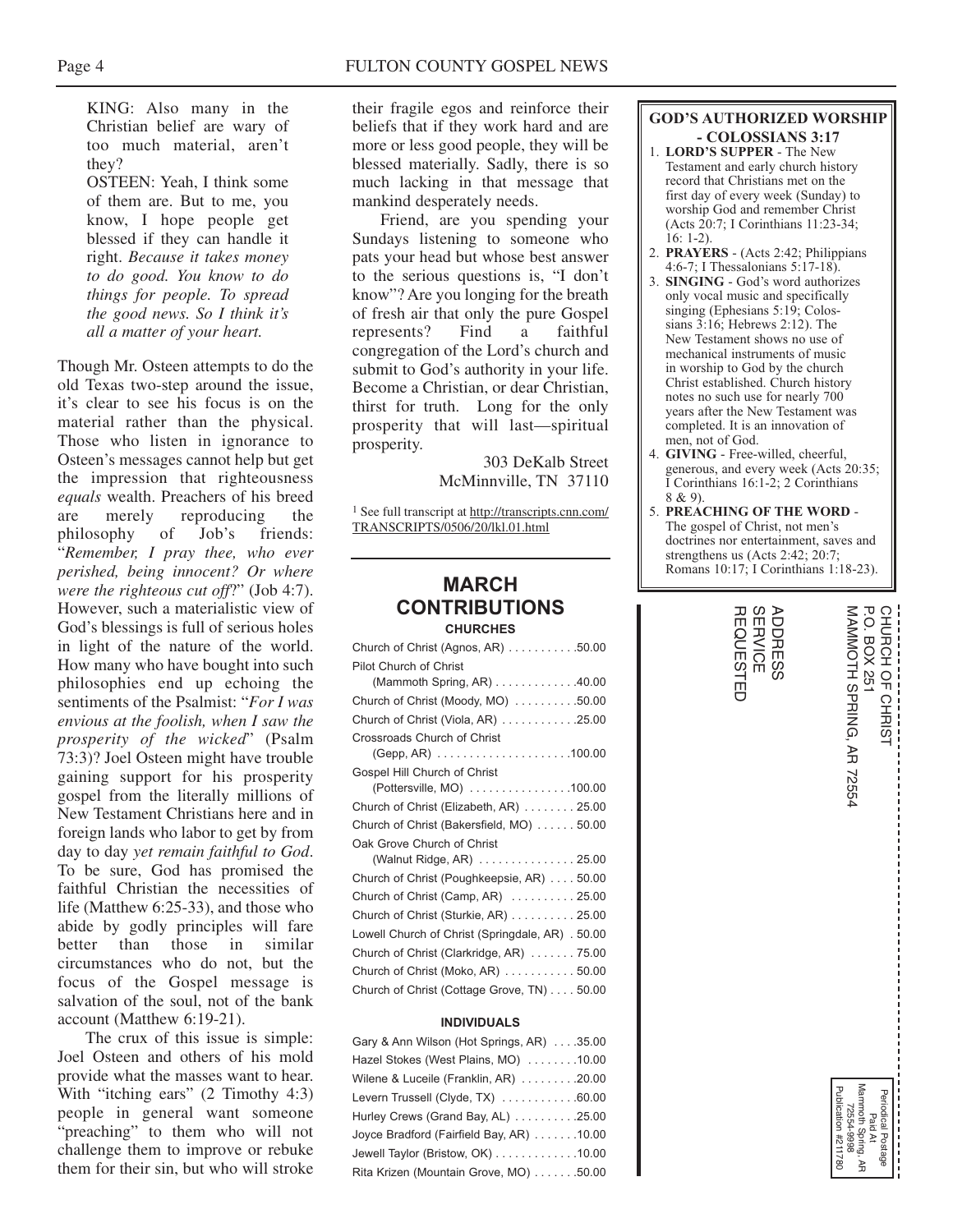KING: Also many in the Christian belief are wary of too much material, aren't they?

OSTEEN: Yeah, I think some of them are. But to me, you know, I hope people get blessed if they can handle it right. *Because it takes money to do good. You know to do things for people. To spread the good news. So I think it's all a matter of your heart.*

Though Mr. Osteen attempts to do the old Texas two-step around the issue, it's clear to see his focus is on the material rather than the physical. Those who listen in ignorance to Osteen's messages cannot help but get the impression that righteousness *equals* wealth. Preachers of his breed are merely reproducing the philosophy of Job's friends: "*Remember, I pray thee, who ever perished, being innocent? Or where were the righteous cut off*?" (Job 4:7). However, such a materialistic view of God's blessings is full of serious holes in light of the nature of the world. How many who have bought into such philosophies end up echoing the sentiments of the Psalmist: "*For I was envious at the foolish, when I saw the prosperity of the wicked*" (Psalm 73:3)? Joel Osteen might have trouble gaining support for his prosperity gospel from the literally millions of New Testament Christians here and in foreign lands who labor to get by from day to day *yet remain faithful to God*. To be sure, God has promised the faithful Christian the necessities of life (Matthew 6:25-33), and those who abide by godly principles will fare better than those in similar circumstances who do not, but the focus of the Gospel message is salvation of the soul, not of the bank account (Matthew 6:19-21).

The crux of this issue is simple: Joel Osteen and others of his mold provide what the masses want to hear. With "itching ears" (2 Timothy 4:3) people in general want someone "preaching" to them who will not challenge them to improve or rebuke them for their sin, but who will stroke their fragile egos and reinforce their beliefs that if they work hard and are more or less good people, they will be blessed materially. Sadly, there is so much lacking in that message that mankind desperately needs.

Friend, are you spending your Sundays listening to someone who pats your head but whose best answer to the serious questions is, "I don't know"? Are you longing for the breath of fresh air that only the pure Gospel represents? Find a faithful congregation of the Lord's church and submit to God's authority in your life. Become a Christian, or dear Christian, thirst for truth. Long for the only prosperity that will last—spiritual prosperity.

303 DeKalb Street
McMinnville, TN 37110

[1] See full transcript at http://transcripts.cnn.com/TRANSCRIPTS/0506/20/lkl.01.html

## MARCH CONTRIBUTIONS

### CHURCHES

Church of Christ (Agnos, AR) . . . . . . . . . . .50.00
Pilot Church of Christ (Mammoth Spring, AR) . . . . . . . . . . . .40.00
Church of Christ (Moody, MO) . . . . . . . . . .50.00
Church of Christ (Viola, AR) . . . . . . . . . . . .25.00
Crossroads Church of Christ (Gepp, AR) . . . . . . . . . . . . . . . . . . . .100.00
Gospel Hill Church of Christ (Pottersville, MO) . . . . . . . . . . . . . . . .100.00
Church of Christ (Elizabeth, AR) . . . . . . . . 25.00
Church of Christ (Bakersfield, MO) . . . . . . 50.00
Oak Grove Church of Christ (Walnut Ridge, AR) . . . . . . . . . . . . . . . 25.00
Church of Christ (Poughkeepsie, AR) . . . . 50.00
Church of Christ (Camp, AR) . . . . . . . . . . 25.00
Church of Christ (Sturkie, AR) . . . . . . . . . . 25.00
Lowell Church of Christ (Springdale, AR) . 50.00
Church of Christ (Clarkridge, AR) . . . . . . . 75.00
Church of Christ (Moko, AR) . . . . . . . . . . . 50.00
Church of Christ (Cottage Grove, TN) . . . . 50.00

### INDIVIDUALS

Gary & Ann Wilson (Hot Springs, AR) . . . .35.00
Hazel Stokes (West Plains, MO) . . . . . . . .10.00
Wilene & Luceile (Franklin, AR) . . . . . . . . .20.00
Levern Trussell (Clyde, TX) . . . . . . . . . . .60.00
Hurley Crews (Grand Bay, AL) . . . . . . . . . .25.00
Joyce Bradford (Fairfield Bay, AR) . . . . . . .10.00
Jewell Taylor (Bristow, OK) . . . . . . . . . . . . .10.00
Rita Krizen (Mountain Grove, MO) . . . . . . .50.00

## GOD'S AUTHORIZED WORSHIP - COLOSSIANS 3:17

1. **LORD'S SUPPER** - The New Testament and early church history record that Christians met on the first day of every week (Sunday) to worship God and remember Christ (Acts 20:7; I Corinthians 11:23-34; 16: 1-2).
2. **PRAYERS** - (Acts 2:42; Philippians 4:6-7; I Thessalonians 5:17-18).
3. **SINGING** - God's word authorizes only vocal music and specifically singing (Ephesians 5:19; Colossians 3:16; Hebrews 2:12). The New Testament shows no use of mechanical instruments of music in worship to God by the church Christ established. Church history notes no such use for nearly 700 years after the New Testament was completed. It is an innovation of men, not of God.
4. **GIVING** - Free-willed, cheerful, generous, and every week (Acts 20:35; I Corinthians 16:1-2; 2 Corinthians 8 & 9).
5. **PREACHING OF THE WORD** - The gospel of Christ, not men's doctrines nor entertainment, saves and strengthens us (Acts 2:42; 20:7; Romans 10:17; I Corinthians 1:18-23).

CHURCH OF CHRIST
P.O. BOX 251
MAMMOTH SPRING, AR 72554

ADDRESS
SERVICE
REQUESTED

Periodical Postage
Paid At
Mammoth Spring, AR
72554-9998
Publication #211780